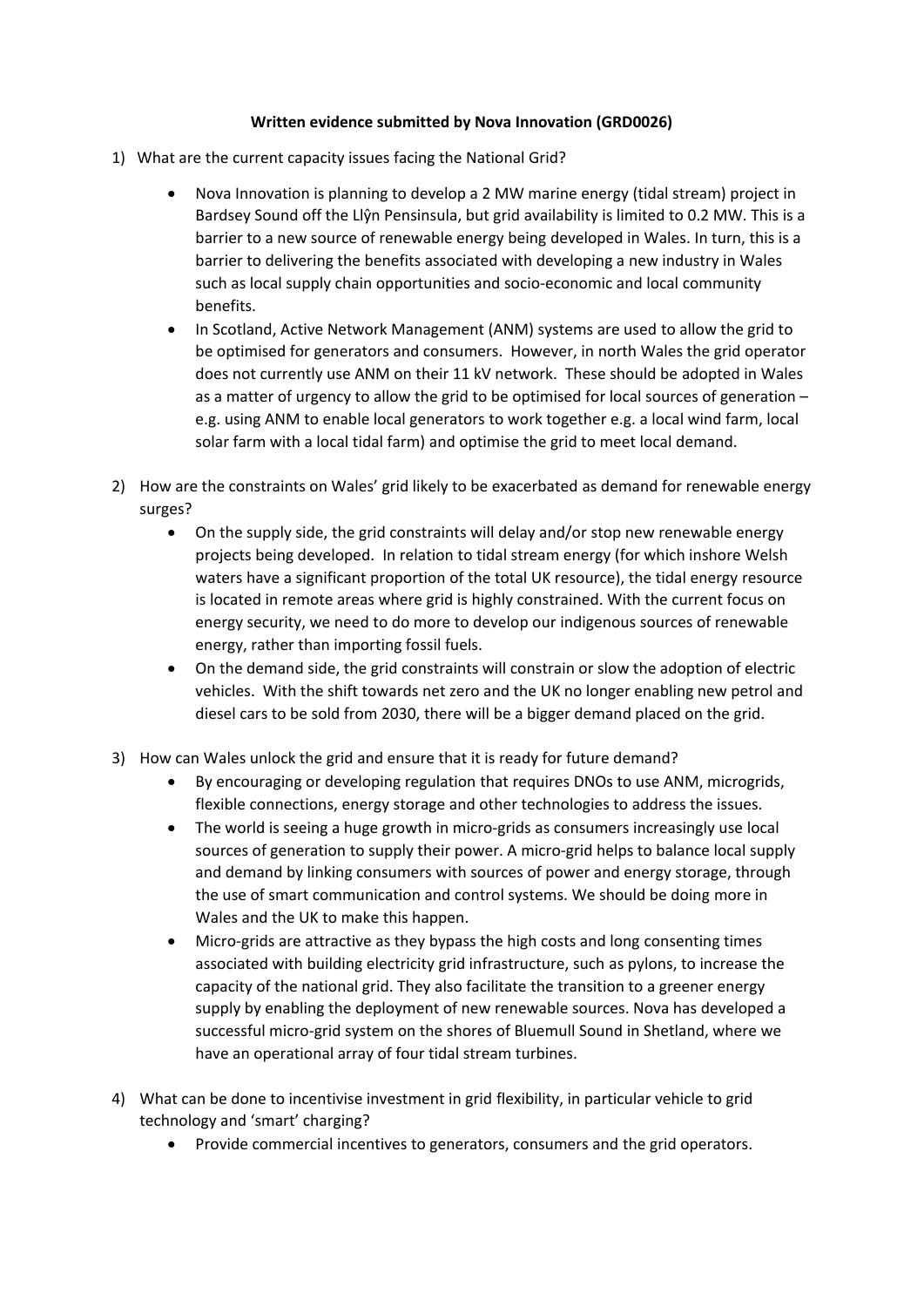**Written evidence submitted by Nova Innovation (GRD0026)**

1) What are the current capacity issues facing the National Grid?

   - Nova Innovation is planning to develop a 2 MW marine energy (tidal stream) project in Bardsey Sound off the Llŷn Pensinsula, but grid availability is limited to 0.2 MW. This is a barrier to a new source of renewable energy being developed in Wales. In turn, this is a barrier to delivering the benefits associated with developing a new industry in Wales such as local supply chain opportunities and socio-economic and local community benefits.
   - In Scotland, Active Network Management (ANM) systems are used to allow the grid to be optimised for generators and consumers. However, in north Wales the grid operator does not currently use ANM on their 11 kV network. These should be adopted in Wales as a matter of urgency to allow the grid to be optimised for local sources of generation – e.g. using ANM to enable local generators to work together e.g. a local wind farm, local solar farm with a local tidal farm) and optimise the grid to meet local demand.

2) How are the constraints on Wales' grid likely to be exacerbated as demand for renewable energy surges?

   - On the supply side, the grid constraints will delay and/or stop new renewable energy projects being developed. In relation to tidal stream energy (for which inshore Welsh waters have a significant proportion of the total UK resource), the tidal energy resource is located in remote areas where grid is highly constrained. With the current focus on energy security, we need to do more to develop our indigenous sources of renewable energy, rather than importing fossil fuels.
   - On the demand side, the grid constraints will constrain or slow the adoption of electric vehicles. With the shift towards net zero and the UK no longer enabling new petrol and diesel cars to be sold from 2030, there will be a bigger demand placed on the grid.

3) How can Wales unlock the grid and ensure that it is ready for future demand?

   - By encouraging or developing regulation that requires DNOs to use ANM, microgrids, flexible connections, energy storage and other technologies to address the issues.
   - The world is seeing a huge growth in micro-grids as consumers increasingly use local sources of generation to supply their power. A micro-grid helps to balance local supply and demand by linking consumers with sources of power and energy storage, through the use of smart communication and control systems. We should be doing more in Wales and the UK to make this happen.
   - Micro-grids are attractive as they bypass the high costs and long consenting times associated with building electricity grid infrastructure, such as pylons, to increase the capacity of the national grid. They also facilitate the transition to a greener energy supply by enabling the deployment of new renewable sources. Nova has developed a successful micro-grid system on the shores of Bluemull Sound in Shetland, where we have an operational array of four tidal stream turbines.

4) What can be done to incentivise investment in grid flexibility, in particular vehicle to grid technology and 'smart' charging?

   - Provide commercial incentives to generators, consumers and the grid operators.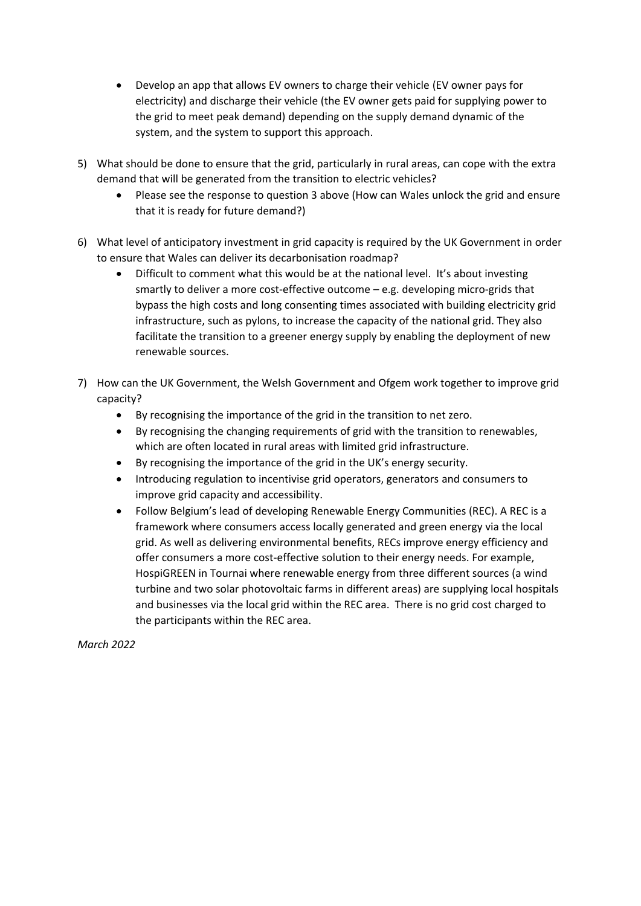- Develop an app that allows EV owners to charge their vehicle (EV owner pays for electricity) and discharge their vehicle (the EV owner gets paid for supplying power to the grid to meet peak demand) depending on the supply demand dynamic of the system, and the system to support this approach.

5) What should be done to ensure that the grid, particularly in rural areas, can cope with the extra demand that will be generated from the transition to electric vehicles?
    - Please see the response to question 3 above (How can Wales unlock the grid and ensure that it is ready for future demand?)

6) What level of anticipatory investment in grid capacity is required by the UK Government in order to ensure that Wales can deliver its decarbonisation roadmap?
    - Difficult to comment what this would be at the national level. It's about investing smartly to deliver a more cost-effective outcome – e.g. developing micro-grids that bypass the high costs and long consenting times associated with building electricity grid infrastructure, such as pylons, to increase the capacity of the national grid. They also facilitate the transition to a greener energy supply by enabling the deployment of new renewable sources.

7) How can the UK Government, the Welsh Government and Ofgem work together to improve grid capacity?
    - By recognising the importance of the grid in the transition to net zero.
    - By recognising the changing requirements of grid with the transition to renewables, which are often located in rural areas with limited grid infrastructure.
    - By recognising the importance of the grid in the UK's energy security.
    - Introducing regulation to incentivise grid operators, generators and consumers to improve grid capacity and accessibility.
    - Follow Belgium's lead of developing Renewable Energy Communities (REC). A REC is a framework where consumers access locally generated and green energy via the local grid. As well as delivering environmental benefits, RECs improve energy efficiency and offer consumers a more cost-effective solution to their energy needs. For example, HospiGREEN in Tournai where renewable energy from three different sources (a wind turbine and two solar photovoltaic farms in different areas) are supplying local hospitals and businesses via the local grid within the REC area. There is no grid cost charged to the participants within the REC area.

*March 2022*